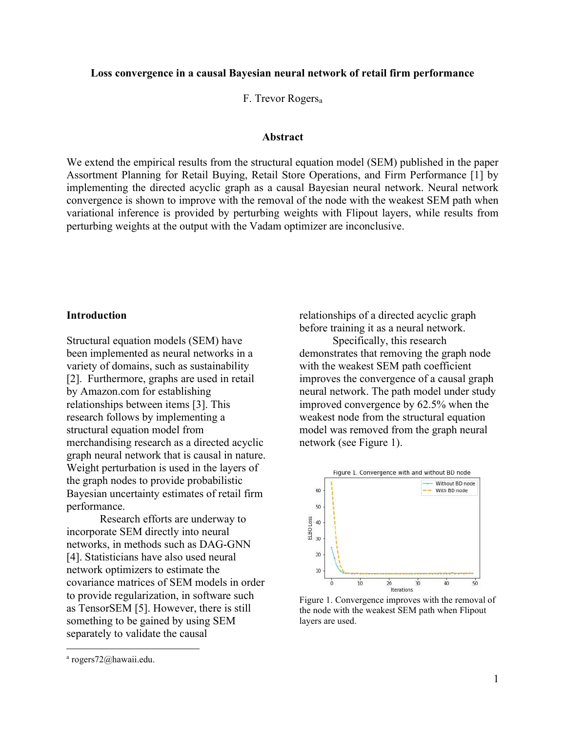**Loss convergence in a causal Bayesian neural network of retail firm performance**

F. Trevor Rogers[a]

## Abstract

We extend the empirical results from the structural equation model (SEM) published in the paper Assortment Planning for Retail Buying, Retail Store Operations, and Firm Performance [1] by implementing the directed acyclic graph as a causal Bayesian neural network. Neural network convergence is shown to improve with the removal of the node with the weakest SEM path when variational inference is provided by perturbing weights with Flipout layers, while results from perturbing weights at the output with the Vadam optimizer are inconclusive.

## Introduction

Structural equation models (SEM) have been implemented as neural networks in a variety of domains, such as sustainability [2]. Furthermore, graphs are used in retail by Amazon.com for establishing relationships between items [3]. This research follows by implementing a structural equation model from merchandising research as a directed acyclic graph neural network that is causal in nature. Weight perturbation is used in the layers of the graph nodes to provide probabilistic Bayesian uncertainty estimates of retail firm performance.

Research efforts are underway to incorporate SEM directly into neural networks, in methods such as DAG-GNN [4]. Statisticians have also used neural network optimizers to estimate the covariance matrices of SEM models in order to provide regularization, in software such as TensorSEM [5]. However, there is still something to be gained by using SEM separately to validate the causal relationships of a directed acyclic graph before training it as a neural network.

Specifically, this research demonstrates that removing the graph node with the weakest SEM path coefficient improves the convergence of a causal graph neural network. The path model under study improved convergence by 62.5% when the weakest node from the structural equation model was removed from the graph neural network (see Figure 1).

Figure 1. Convergence improves with the removal of the node with the weakest SEM path when Flipout layers are used.

[a] rogers72@hawaii.edu.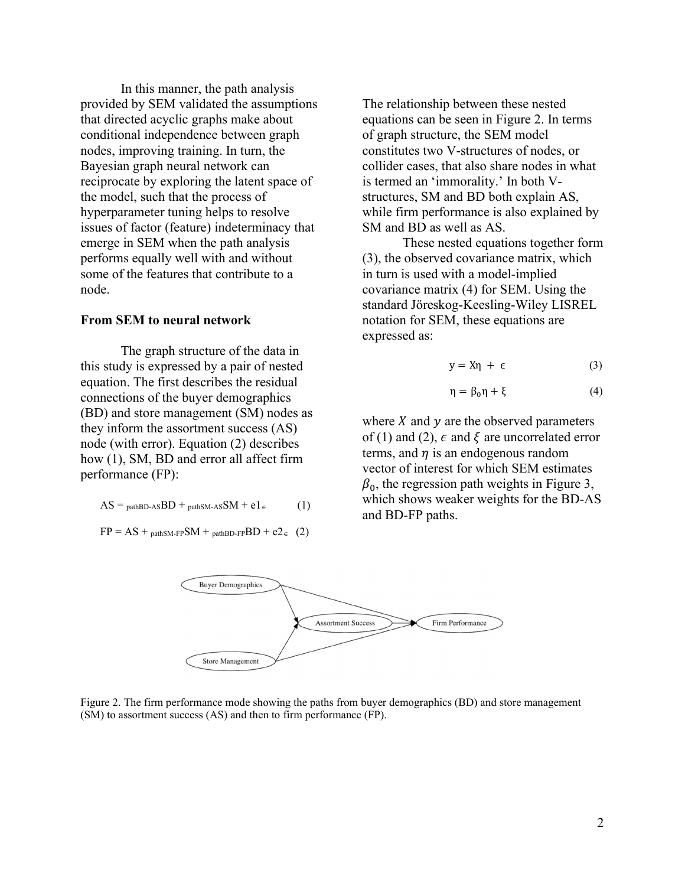In this manner, the path analysis provided by SEM validated the assumptions that directed acyclic graphs make about conditional independence between graph nodes, improving training. In turn, the Bayesian graph neural network can reciprocate by exploring the latent space of the model, such that the process of hyperparameter tuning helps to resolve issues of factor (feature) indeterminacy that emerge in SEM when the path analysis performs equally well with and without some of the features that contribute to a node.

**From SEM to neural network**

The graph structure of the data in this study is expressed by a pair of nested equation. The first describes the residual connections of the buyer demographics (BD) and store management (SM) nodes as they inform the assortment success (AS) node (with error). Equation (2) describes how (1), SM, BD and error all affect firm performance (FP):

$$AS = {}_{pathBD\text{-}AS}BD + {}_{pathSM\text{-}AS}SM + e1_{\epsilon} \qquad (1)$$

$$FP = AS + {}_{pathSM\text{-}FP}SM + {}_{pathBD\text{-}FP}BD + e2_{\epsilon} \qquad (2)$$

The relationship between these nested equations can be seen in Figure 2. In terms of graph structure, the SEM model constitutes two V-structures of nodes, or collider cases, that also share nodes in what is termed an 'immorality.' In both V-structures, SM and BD both explain AS, while firm performance is also explained by SM and BD as well as AS.

These nested equations together form (3), the observed covariance matrix, which in turn is used with a model-implied covariance matrix (4) for SEM. Using the standard Jöreskog-Keesling-Wiley LISREL notation for SEM, these equations are expressed as:

$$y = X\eta + \epsilon \qquad (3)$$

$$\eta = \beta_0\eta + \xi \qquad (4)$$

where $X$ and $y$ are the observed parameters of (1) and (2), $\epsilon$ and $\xi$ are uncorrelated error terms, and $\eta$ is an endogenous random vector of interest for which SEM estimates $\beta_0$, the regression path weights in Figure 3, which shows weaker weights for the BD-AS and BD-FP paths.

Figure 2. The firm performance mode showing the paths from buyer demographics (BD) and store management (SM) to assortment success (AS) and then to firm performance (FP).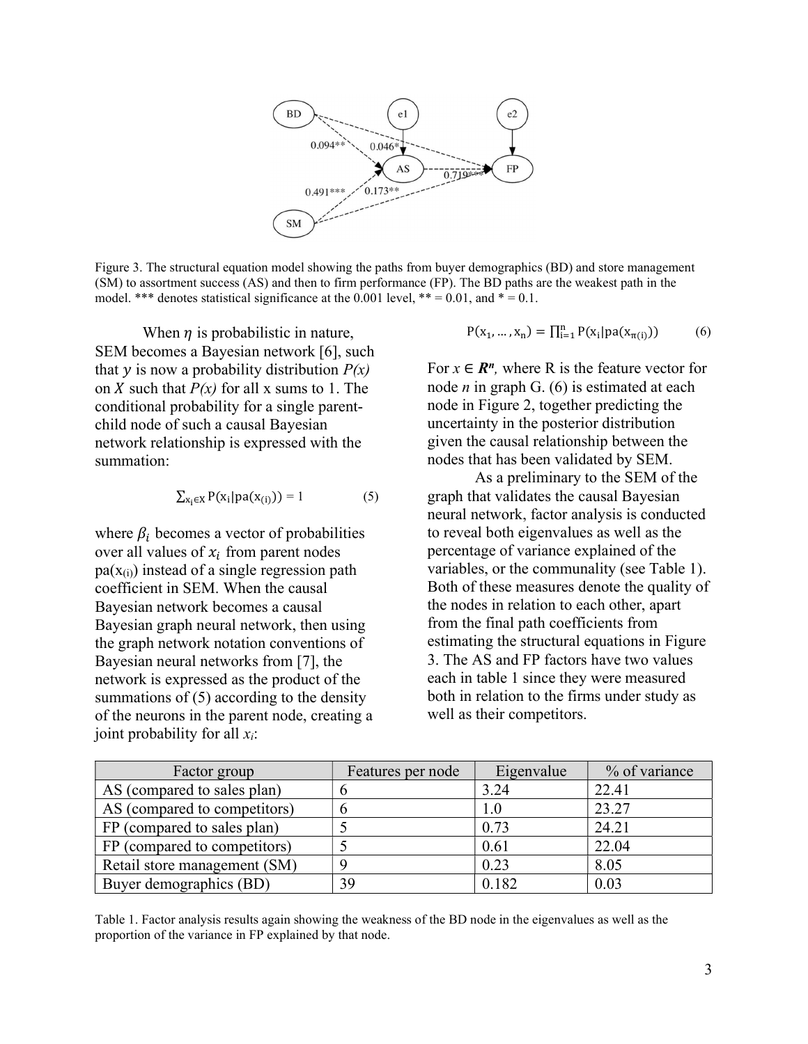Figure 3. The structural equation model showing the paths from buyer demographics (BD) and store management (SM) to assortment success (AS) and then to firm performance (FP). The BD paths are the weakest path in the model. *** denotes statistical significance at the 0.001 level, ** = 0.01, and * = 0.1.

When $\eta$ is probabilistic in nature, SEM becomes a Bayesian network [6], such that $y$ is now a probability distribution $P(x)$ on $X$ such that $P(x)$ for all x sums to 1. The conditional probability for a single parent-child node of such a causal Bayesian network relationship is expressed with the summation:

$$\sum_{x_i \in X} P(x_i | pa(x_{(i)})) = 1 \tag{5}$$

where $\beta_i$ becomes a vector of probabilities over all values of $x_i$ from parent nodes $pa(x_{(i)})$ instead of a single regression path coefficient in SEM. When the causal Bayesian network becomes a causal Bayesian graph neural network, then using the graph network notation conventions of Bayesian neural networks from [7], the network is expressed as the product of the summations of (5) according to the density of the neurons in the parent node, creating a joint probability for all $x_i$:

$$P(x_1, \ldots, x_n) = \prod_{i=1}^{n} P(x_i | pa(x_{\pi(i)})) \tag{6}$$

For $x \in \boldsymbol{R}^n$, where R is the feature vector for node $n$ in graph G. (6) is estimated at each node in Figure 2, together predicting the uncertainty in the posterior distribution given the causal relationship between the nodes that has been validated by SEM.

As a preliminary to the SEM of the graph that validates the causal Bayesian neural network, factor analysis is conducted to reveal both eigenvalues as well as the percentage of variance explained of the variables, or the communality (see Table 1). Both of these measures denote the quality of the nodes in relation to each other, apart from the final path coefficients from estimating the structural equations in Figure 3. The AS and FP factors have two values each in table 1 since they were measured both in relation to the firms under study as well as their competitors.

| Factor group | Features per node | Eigenvalue | % of variance |
| --- | --- | --- | --- |
| AS (compared to sales plan) | 6 | 3.24 | 22.41 |
| AS (compared to competitors) | 6 | 1.0 | 23.27 |
| FP (compared to sales plan) | 5 | 0.73 | 24.21 |
| FP (compared to competitors) | 5 | 0.61 | 22.04 |
| Retail store management (SM) | 9 | 0.23 | 8.05 |
| Buyer demographics (BD) | 39 | 0.182 | 0.03 |

Table 1. Factor analysis results again showing the weakness of the BD node in the eigenvalues as well as the proportion of the variance in FP explained by that node.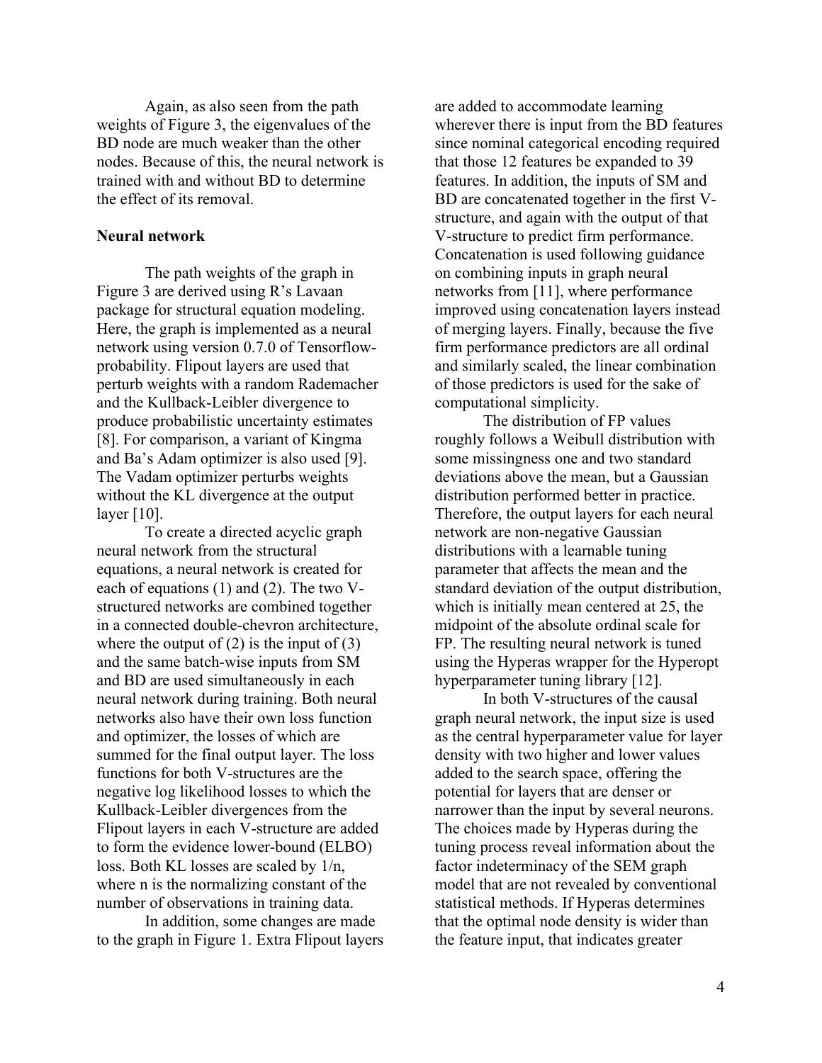Again, as also seen from the path weights of Figure 3, the eigenvalues of the BD node are much weaker than the other nodes. Because of this, the neural network is trained with and without BD to determine the effect of its removal.

**Neural network**

The path weights of the graph in Figure 3 are derived using R's Lavaan package for structural equation modeling. Here, the graph is implemented as a neural network using version 0.7.0 of Tensorflow-probability. Flipout layers are used that perturb weights with a random Rademacher and the Kullback-Leibler divergence to produce probabilistic uncertainty estimates [8]. For comparison, a variant of Kingma and Ba's Adam optimizer is also used [9]. The Vadam optimizer perturbs weights without the KL divergence at the output layer [10].

To create a directed acyclic graph neural network from the structural equations, a neural network is created for each of equations (1) and (2). The two V-structured networks are combined together in a connected double-chevron architecture, where the output of (2) is the input of (3) and the same batch-wise inputs from SM and BD are used simultaneously in each neural network during training. Both neural networks also have their own loss function and optimizer, the losses of which are summed for the final output layer. The loss functions for both V-structures are the negative log likelihood losses to which the Kullback-Leibler divergences from the Flipout layers in each V-structure are added to form the evidence lower-bound (ELBO) loss. Both KL losses are scaled by 1/n, where n is the normalizing constant of the number of observations in training data.

In addition, some changes are made to the graph in Figure 1. Extra Flipout layers are added to accommodate learning wherever there is input from the BD features since nominal categorical encoding required that those 12 features be expanded to 39 features. In addition, the inputs of SM and BD are concatenated together in the first V-structure, and again with the output of that V-structure to predict firm performance. Concatenation is used following guidance on combining inputs in graph neural networks from [11], where performance improved using concatenation layers instead of merging layers. Finally, because the five firm performance predictors are all ordinal and similarly scaled, the linear combination of those predictors is used for the sake of computational simplicity.

The distribution of FP values roughly follows a Weibull distribution with some missingness one and two standard deviations above the mean, but a Gaussian distribution performed better in practice. Therefore, the output layers for each neural network are non-negative Gaussian distributions with a learnable tuning parameter that affects the mean and the standard deviation of the output distribution, which is initially mean centered at 25, the midpoint of the absolute ordinal scale for FP. The resulting neural network is tuned using the Hyperas wrapper for the Hyperopt hyperparameter tuning library [12].

In both V-structures of the causal graph neural network, the input size is used as the central hyperparameter value for layer density with two higher and lower values added to the search space, offering the potential for layers that are denser or narrower than the input by several neurons. The choices made by Hyperas during the tuning process reveal information about the factor indeterminacy of the SEM graph model that are not revealed by conventional statistical methods. If Hyperas determines that the optimal node density is wider than the feature input, that indicates greater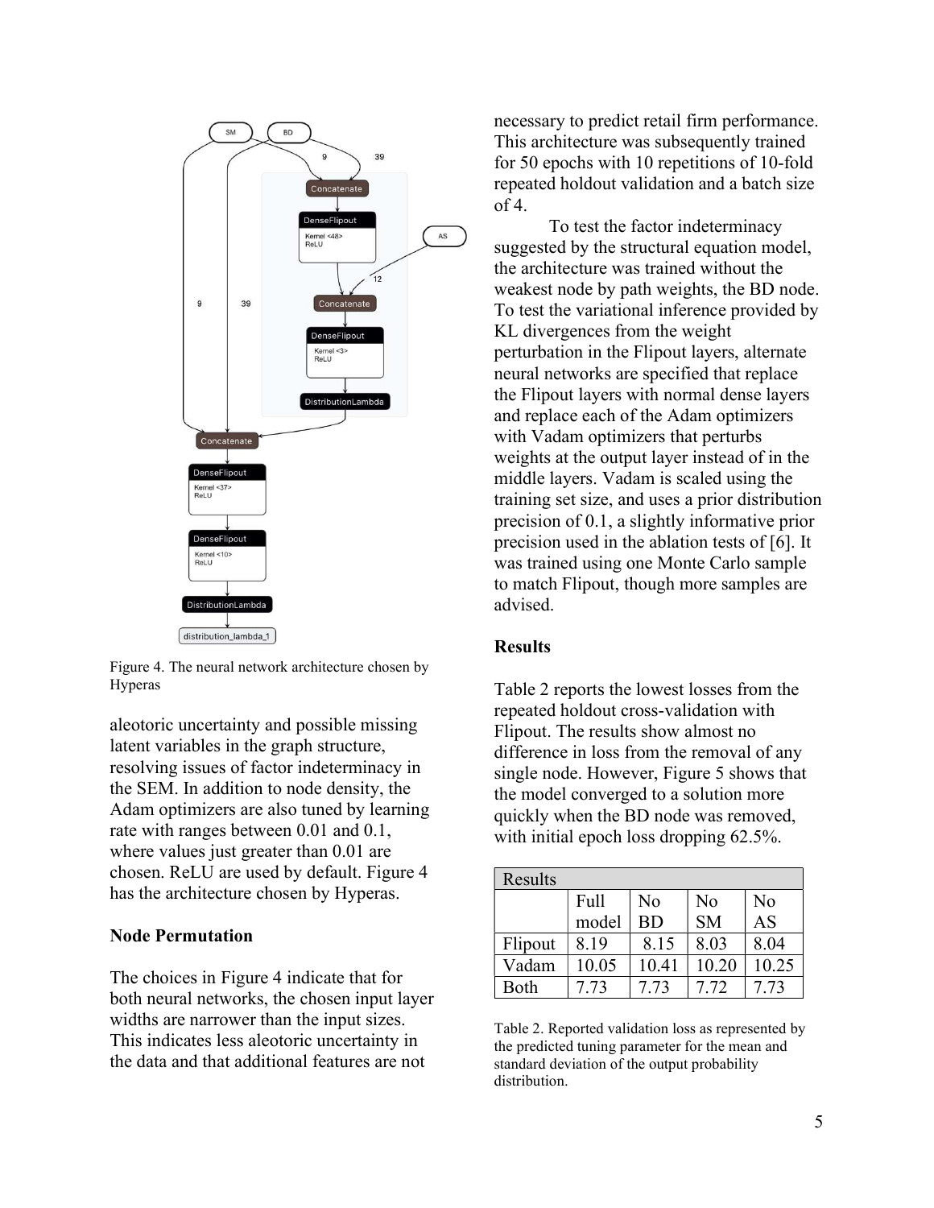Figure 4. The neural network architecture chosen by Hyperas

aleotoric uncertainty and possible missing latent variables in the graph structure, resolving issues of factor indeterminacy in the SEM. In addition to node density, the Adam optimizers are also tuned by learning rate with ranges between 0.01 and 0.1, where values just greater than 0.01 are chosen. ReLU are used by default. Figure 4 has the architecture chosen by Hyperas.

**Node Permutation**

The choices in Figure 4 indicate that for both neural networks, the chosen input layer widths are narrower than the input sizes. This indicates less aleotoric uncertainty in the data and that additional features are not necessary to predict retail firm performance. This architecture was subsequently trained for 50 epochs with 10 repetitions of 10-fold repeated holdout validation and a batch size of 4.

To test the factor indeterminacy suggested by the structural equation model, the architecture was trained without the weakest node by path weights, the BD node. To test the variational inference provided by KL divergences from the weight perturbation in the Flipout layers, alternate neural networks are specified that replace the Flipout layers with normal dense layers and replace each of the Adam optimizers with Vadam optimizers that perturbs weights at the output layer instead of in the middle layers. Vadam is scaled using the training set size, and uses a prior distribution precision of 0.1, a slightly informative prior precision used in the ablation tests of [6]. It was trained using one Monte Carlo sample to match Flipout, though more samples are advised.

**Results**

Table 2 reports the lowest losses from the repeated holdout cross-validation with Flipout. The results show almost no difference in loss from the removal of any single node. However, Figure 5 shows that the model converged to a solution more quickly when the BD node was removed, with initial epoch loss dropping 62.5%.

| Results | | | | |
|---|---|---|---|---|
| | Full model | No BD | No SM | No AS |
| Flipout | 8.19 | 8.15 | 8.03 | 8.04 |
| Vadam | 10.05 | 10.41 | 10.20 | 10.25 |
| Both | 7.73 | 7.73 | 7.72 | 7.73 |

Table 2. Reported validation loss as represented by the predicted tuning parameter for the mean and standard deviation of the output probability distribution.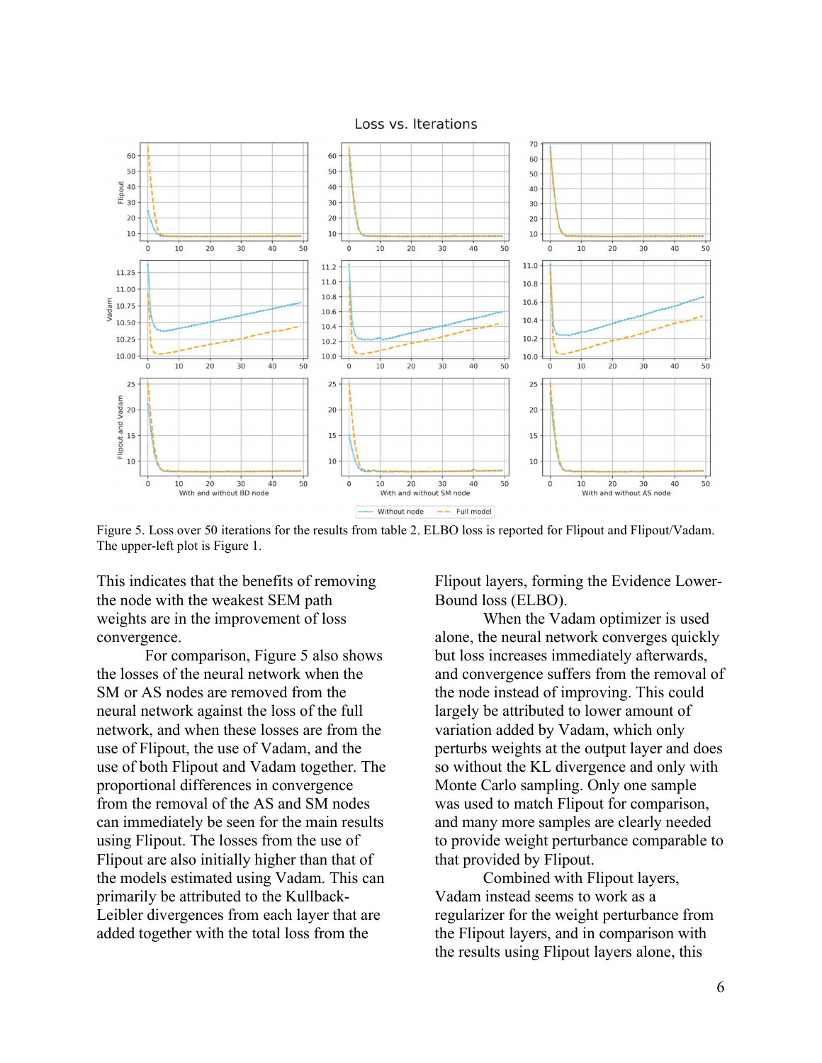Figure 5. Loss over 50 iterations for the results from table 2. ELBO loss is reported for Flipout and Flipout/Vadam. The upper-left plot is Figure 1.

This indicates that the benefits of removing the node with the weakest SEM path weights are in the improvement of loss convergence.

For comparison, Figure 5 also shows the losses of the neural network when the SM or AS nodes are removed from the neural network against the loss of the full network, and when these losses are from the use of Flipout, the use of Vadam, and the use of both Flipout and Vadam together. The proportional differences in convergence from the removal of the AS and SM nodes can immediately be seen for the main results using Flipout. The losses from the use of Flipout are also initially higher than that of the models estimated using Vadam. This can primarily be attributed to the Kullback-Leibler divergences from each layer that are added together with the total loss from the Flipout layers, forming the Evidence Lower-Bound loss (ELBO).

When the Vadam optimizer is used alone, the neural network converges quickly but loss increases immediately afterwards, and convergence suffers from the removal of the node instead of improving. This could largely be attributed to lower amount of variation added by Vadam, which only perturbs weights at the output layer and does so without the KL divergence and only with Monte Carlo sampling. Only one sample was used to match Flipout for comparison, and many more samples are clearly needed to provide weight perturbance comparable to that provided by Flipout.

Combined with Flipout layers, Vadam instead seems to work as a regularizer for the weight perturbance from the Flipout layers, and in comparison with the results using Flipout layers alone, this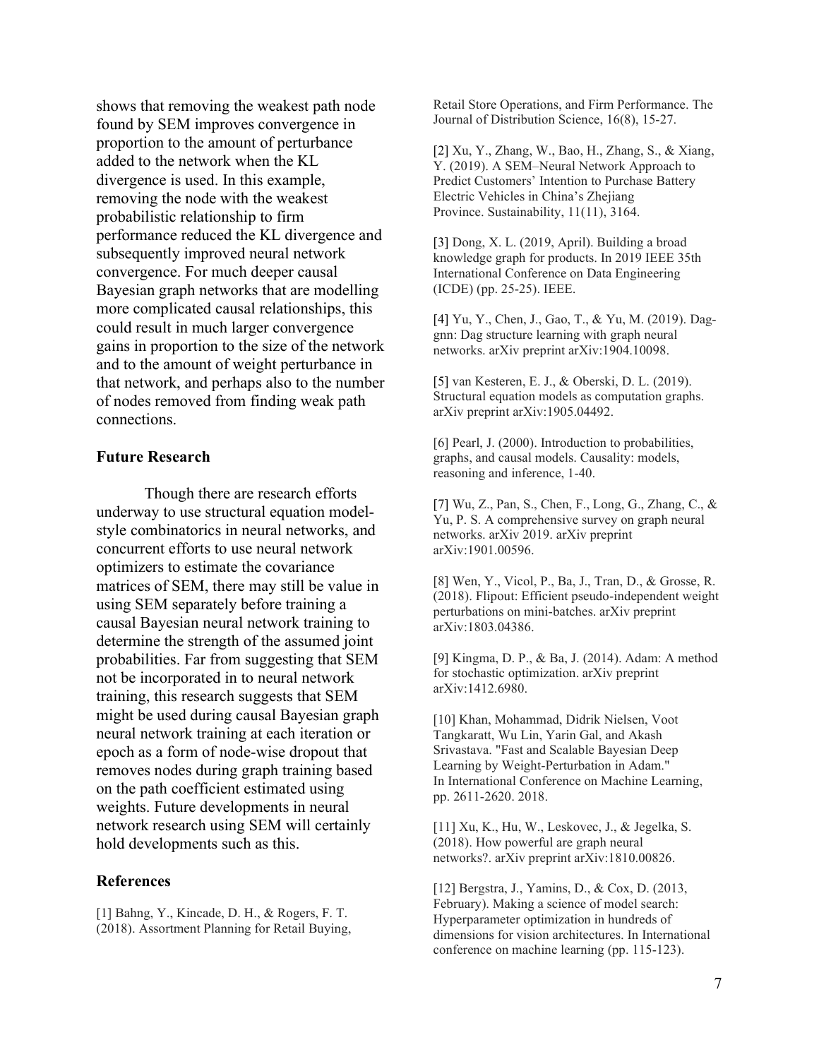shows that removing the weakest path node found by SEM improves convergence in proportion to the amount of perturbance added to the network when the KL divergence is used. In this example, removing the node with the weakest probabilistic relationship to firm performance reduced the KL divergence and subsequently improved neural network convergence. For much deeper causal Bayesian graph networks that are modelling more complicated causal relationships, this could result in much larger convergence gains in proportion to the size of the network and to the amount of weight perturbance in that network, and perhaps also to the number of nodes removed from finding weak path connections.

## Future Research

Though there are research efforts underway to use structural equation model-style combinatorics in neural networks, and concurrent efforts to use neural network optimizers to estimate the covariance matrices of SEM, there may still be value in using SEM separately before training a causal Bayesian neural network training to determine the strength of the assumed joint probabilities. Far from suggesting that SEM not be incorporated in to neural network training, this research suggests that SEM might be used during causal Bayesian graph neural network training at each iteration or epoch as a form of node-wise dropout that removes nodes during graph training based on the path coefficient estimated using weights. Future developments in neural network research using SEM will certainly hold developments such as this.

## References

[1] Bahng, Y., Kincade, D. H., & Rogers, F. T. (2018). Assortment Planning for Retail Buying, Retail Store Operations, and Firm Performance. The Journal of Distribution Science, 16(8), 15-27.

[2] Xu, Y., Zhang, W., Bao, H., Zhang, S., & Xiang, Y. (2019). A SEM–Neural Network Approach to Predict Customers' Intention to Purchase Battery Electric Vehicles in China's Zhejiang Province. Sustainability, 11(11), 3164.

[3] Dong, X. L. (2019, April). Building a broad knowledge graph for products. In 2019 IEEE 35th International Conference on Data Engineering (ICDE) (pp. 25-25). IEEE.

[4] Yu, Y., Chen, J., Gao, T., & Yu, M. (2019). Dag-gnn: Dag structure learning with graph neural networks. arXiv preprint arXiv:1904.10098.

[5] van Kesteren, E. J., & Oberski, D. L. (2019). Structural equation models as computation graphs. arXiv preprint arXiv:1905.04492.

[6] Pearl, J. (2000). Introduction to probabilities, graphs, and causal models. Causality: models, reasoning and inference, 1-40.

[7] Wu, Z., Pan, S., Chen, F., Long, G., Zhang, C., & Yu, P. S. A comprehensive survey on graph neural networks. arXiv 2019. arXiv preprint arXiv:1901.00596.

[8] Wen, Y., Vicol, P., Ba, J., Tran, D., & Grosse, R. (2018). Flipout: Efficient pseudo-independent weight perturbations on mini-batches. arXiv preprint arXiv:1803.04386.

[9] Kingma, D. P., & Ba, J. (2014). Adam: A method for stochastic optimization. arXiv preprint arXiv:1412.6980.

[10] Khan, Mohammad, Didrik Nielsen, Voot Tangkaratt, Wu Lin, Yarin Gal, and Akash Srivastava. "Fast and Scalable Bayesian Deep Learning by Weight-Perturbation in Adam." In International Conference on Machine Learning, pp. 2611-2620. 2018.

[11] Xu, K., Hu, W., Leskovec, J., & Jegelka, S. (2018). How powerful are graph neural networks?. arXiv preprint arXiv:1810.00826.

[12] Bergstra, J., Yamins, D., & Cox, D. (2013, February). Making a science of model search: Hyperparameter optimization in hundreds of dimensions for vision architectures. In International conference on machine learning (pp. 115-123).